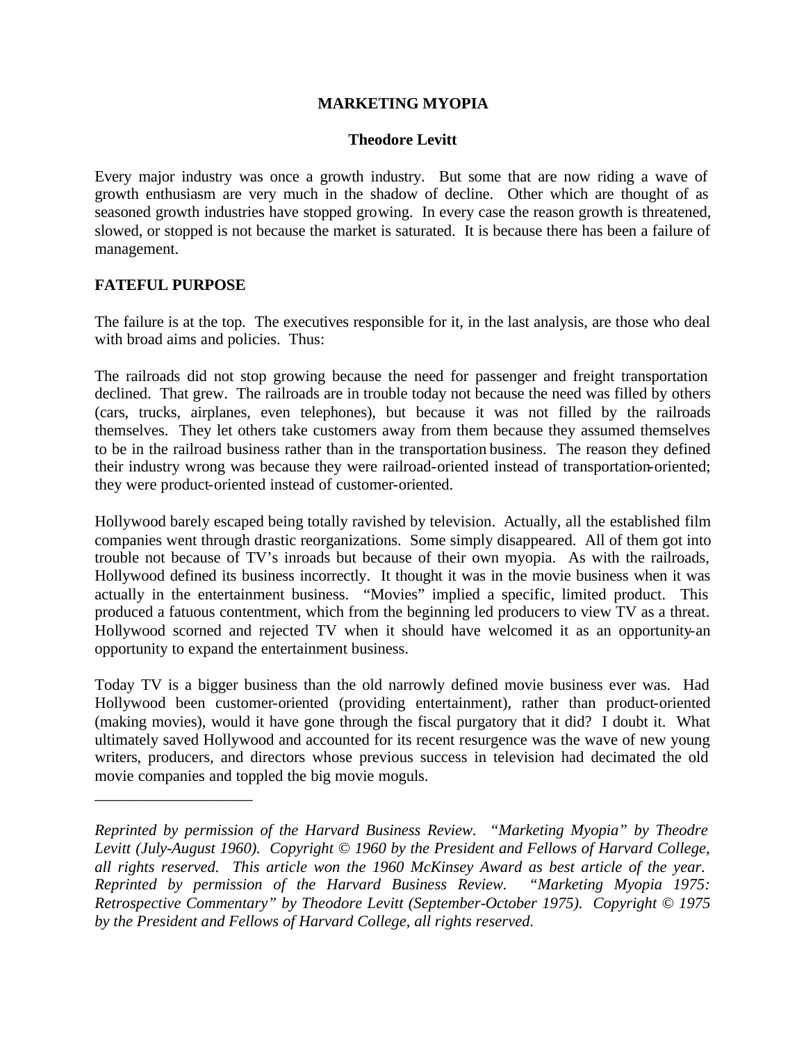# MARKETING MYOPIA

**Theodore Levitt**

Every major industry was once a growth industry. But some that are now riding a wave of growth enthusiasm are very much in the shadow of decline. Other which are thought of as seasoned growth industries have stopped growing. In every case the reason growth is threatened, slowed, or stopped is not because the market is saturated. It is because there has been a failure of management.

## FATEFUL PURPOSE

The failure is at the top. The executives responsible for it, in the last analysis, are those who deal with broad aims and policies. Thus:

The railroads did not stop growing because the need for passenger and freight transportation declined. That grew. The railroads are in trouble today not because the need was filled by others (cars, trucks, airplanes, even telephones), but because it was not filled by the railroads themselves. They let others take customers away from them because they assumed themselves to be in the railroad business rather than in the transportation business. The reason they defined their industry wrong was because they were railroad-oriented instead of transportation-oriented; they were product-oriented instead of customer-oriented.

Hollywood barely escaped being totally ravished by television. Actually, all the established film companies went through drastic reorganizations. Some simply disappeared. All of them got into trouble not because of TV's inroads but because of their own myopia. As with the railroads, Hollywood defined its business incorrectly. It thought it was in the movie business when it was actually in the entertainment business. "Movies" implied a specific, limited product. This produced a fatuous contentment, which from the beginning led producers to view TV as a threat. Hollywood scorned and rejected TV when it should have welcomed it as an opportunity-an opportunity to expand the entertainment business.

Today TV is a bigger business than the old narrowly defined movie business ever was. Had Hollywood been customer-oriented (providing entertainment), rather than product-oriented (making movies), would it have gone through the fiscal purgatory that it did? I doubt it. What ultimately saved Hollywood and accounted for its recent resurgence was the wave of new young writers, producers, and directors whose previous success in television had decimated the old movie companies and toppled the big movie moguls.

---

*Reprinted by permission of the Harvard Business Review. "Marketing Myopia" by Theodre Levitt (July-August 1960). Copyright © 1960 by the President and Fellows of Harvard College, all rights reserved. This article won the 1960 McKinsey Award as best article of the year. Reprinted by permission of the Harvard Business Review. "Marketing Myopia 1975: Retrospective Commentary" by Theodore Levitt (September-October 1975). Copyright © 1975 by the President and Fellows of Harvard College, all rights reserved.*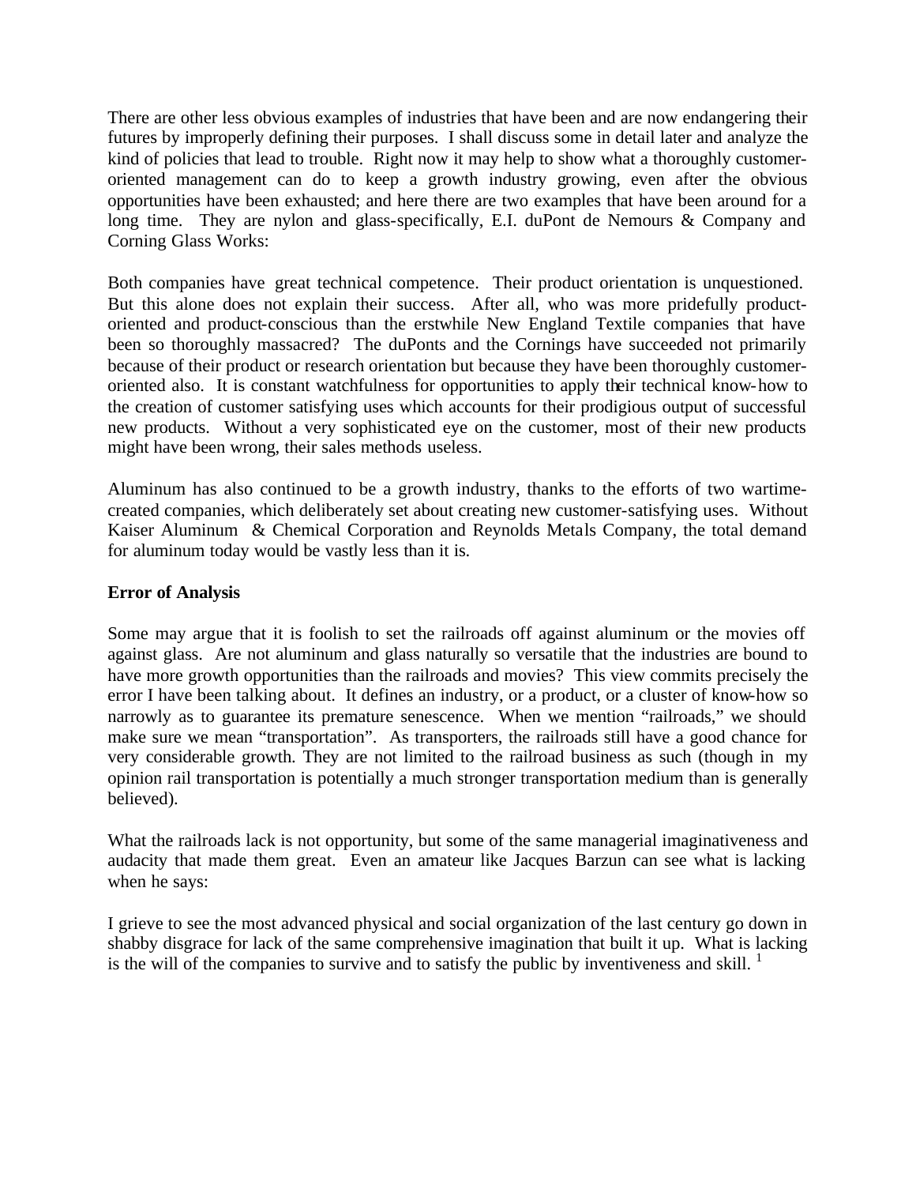There are other less obvious examples of industries that have been and are now endangering their futures by improperly defining their purposes. I shall discuss some in detail later and analyze the kind of policies that lead to trouble. Right now it may help to show what a thoroughly customer-oriented management can do to keep a growth industry growing, even after the obvious opportunities have been exhausted; and here there are two examples that have been around for a long time. They are nylon and glass-specifically, E.I. duPont de Nemours & Company and Corning Glass Works:

Both companies have great technical competence. Their product orientation is unquestioned. But this alone does not explain their success. After all, who was more pridefully product-oriented and product-conscious than the erstwhile New England Textile companies that have been so thoroughly massacred? The duPonts and the Cornings have succeeded not primarily because of their product or research orientation but because they have been thoroughly customer-oriented also. It is constant watchfulness for opportunities to apply their technical know-how to the creation of customer satisfying uses which accounts for their prodigious output of successful new products. Without a very sophisticated eye on the customer, most of their new products might have been wrong, their sales methods useless.

Aluminum has also continued to be a growth industry, thanks to the efforts of two wartime-created companies, which deliberately set about creating new customer-satisfying uses. Without Kaiser Aluminum & Chemical Corporation and Reynolds Metals Company, the total demand for aluminum today would be vastly less than it is.

**Error of Analysis**

Some may argue that it is foolish to set the railroads off against aluminum or the movies off against glass. Are not aluminum and glass naturally so versatile that the industries are bound to have more growth opportunities than the railroads and movies? This view commits precisely the error I have been talking about. It defines an industry, or a product, or a cluster of know-how so narrowly as to guarantee its premature senescence. When we mention "railroads," we should make sure we mean "transportation". As transporters, the railroads still have a good chance for very considerable growth. They are not limited to the railroad business as such (though in my opinion rail transportation is potentially a much stronger transportation medium than is generally believed).

What the railroads lack is not opportunity, but some of the same managerial imaginativeness and audacity that made them great. Even an amateur like Jacques Barzun can see what is lacking when he says:

I grieve to see the most advanced physical and social organization of the last century go down in shabby disgrace for lack of the same comprehensive imagination that built it up. What is lacking is the will of the companies to survive and to satisfy the public by inventiveness and skill. [1]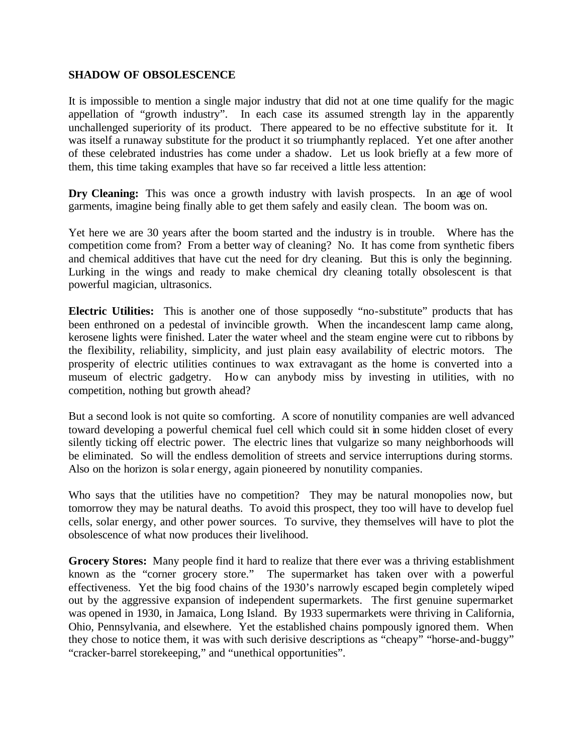**SHADOW OF OBSOLESCENCE**

It is impossible to mention a single major industry that did not at one time qualify for the magic appellation of "growth industry". In each case its assumed strength lay in the apparently unchallenged superiority of its product. There appeared to be no effective substitute for it. It was itself a runaway substitute for the product it so triumphantly replaced. Yet one after another of these celebrated industries has come under a shadow. Let us look briefly at a few more of them, this time taking examples that have so far received a little less attention:

**Dry Cleaning:** This was once a growth industry with lavish prospects. In an age of wool garments, imagine being finally able to get them safely and easily clean. The boom was on.

Yet here we are 30 years after the boom started and the industry is in trouble. Where has the competition come from? From a better way of cleaning? No. It has come from synthetic fibers and chemical additives that have cut the need for dry cleaning. But this is only the beginning. Lurking in the wings and ready to make chemical dry cleaning totally obsolescent is that powerful magician, ultrasonics.

**Electric Utilities:** This is another one of those supposedly "no-substitute" products that has been enthroned on a pedestal of invincible growth. When the incandescent lamp came along, kerosene lights were finished. Later the water wheel and the steam engine were cut to ribbons by the flexibility, reliability, simplicity, and just plain easy availability of electric motors. The prosperity of electric utilities continues to wax extravagant as the home is converted into a museum of electric gadgetry. How can anybody miss by investing in utilities, with no competition, nothing but growth ahead?

But a second look is not quite so comforting. A score of nonutility companies are well advanced toward developing a powerful chemical fuel cell which could sit in some hidden closet of every silently ticking off electric power. The electric lines that vulgarize so many neighborhoods will be eliminated. So will the endless demolition of streets and service interruptions during storms. Also on the horizon is solar energy, again pioneered by nonutility companies.

Who says that the utilities have no competition? They may be natural monopolies now, but tomorrow they may be natural deaths. To avoid this prospect, they too will have to develop fuel cells, solar energy, and other power sources. To survive, they themselves will have to plot the obsolescence of what now produces their livelihood.

**Grocery Stores:** Many people find it hard to realize that there ever was a thriving establishment known as the "corner grocery store." The supermarket has taken over with a powerful effectiveness. Yet the big food chains of the 1930's narrowly escaped begin completely wiped out by the aggressive expansion of independent supermarkets. The first genuine supermarket was opened in 1930, in Jamaica, Long Island. By 1933 supermarkets were thriving in California, Ohio, Pennsylvania, and elsewhere. Yet the established chains pompously ignored them. When they chose to notice them, it was with such derisive descriptions as "cheapy" "horse-and-buggy" "cracker-barrel storekeeping," and "unethical opportunities".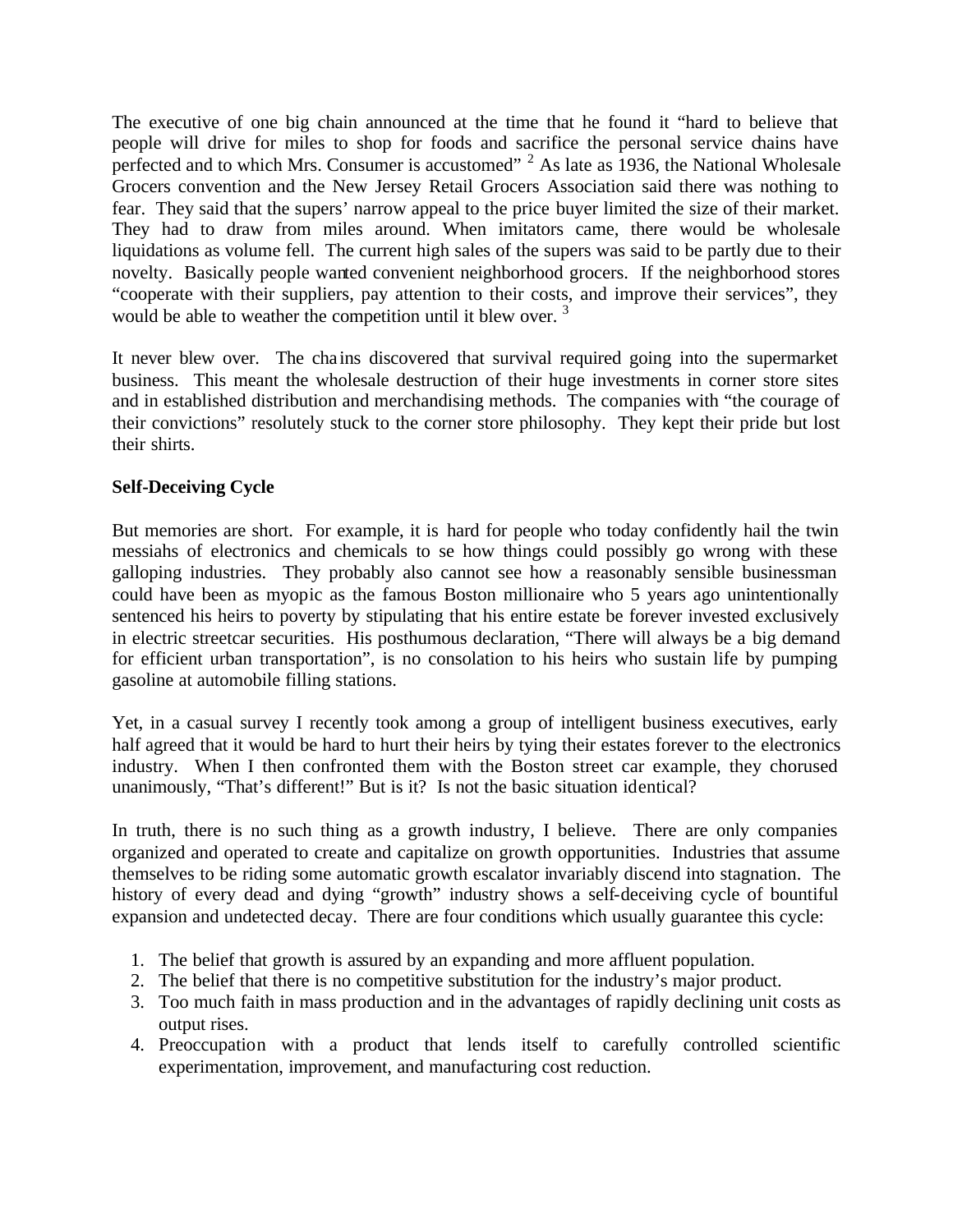The executive of one big chain announced at the time that he found it "hard to believe that people will drive for miles to shop for foods and sacrifice the personal service chains have perfected and to which Mrs. Consumer is accustomed" [2] As late as 1936, the National Wholesale Grocers convention and the New Jersey Retail Grocers Association said there was nothing to fear. They said that the supers' narrow appeal to the price buyer limited the size of their market. They had to draw from miles around. When imitators came, there would be wholesale liquidations as volume fell. The current high sales of the supers was said to be partly due to their novelty. Basically people wanted convenient neighborhood grocers. If the neighborhood stores "cooperate with their suppliers, pay attention to their costs, and improve their services", they would be able to weather the competition until it blew over. [3]

It never blew over. The chains discovered that survival required going into the supermarket business. This meant the wholesale destruction of their huge investments in corner store sites and in established distribution and merchandising methods. The companies with "the courage of their convictions" resolutely stuck to the corner store philosophy. They kept their pride but lost their shirts.

**Self-Deceiving Cycle**

But memories are short. For example, it is hard for people who today confidently hail the twin messiahs of electronics and chemicals to se how things could possibly go wrong with these galloping industries. They probably also cannot see how a reasonably sensible businessman could have been as myopic as the famous Boston millionaire who 5 years ago unintentionally sentenced his heirs to poverty by stipulating that his entire estate be forever invested exclusively in electric streetcar securities. His posthumous declaration, "There will always be a big demand for efficient urban transportation", is no consolation to his heirs who sustain life by pumping gasoline at automobile filling stations.

Yet, in a casual survey I recently took among a group of intelligent business executives, early half agreed that it would be hard to hurt their heirs by tying their estates forever to the electronics industry. When I then confronted them with the Boston street car example, they chorused unanimously, "That's different!" But is it? Is not the basic situation identical?

In truth, there is no such thing as a growth industry, I believe. There are only companies organized and operated to create and capitalize on growth opportunities. Industries that assume themselves to be riding some automatic growth escalator invariably discend into stagnation. The history of every dead and dying "growth" industry shows a self-deceiving cycle of bountiful expansion and undetected decay. There are four conditions which usually guarantee this cycle:

1. The belief that growth is assured by an expanding and more affluent population.
2. The belief that there is no competitive substitution for the industry's major product.
3. Too much faith in mass production and in the advantages of rapidly declining unit costs as output rises.
4. Preoccupation with a product that lends itself to carefully controlled scientific experimentation, improvement, and manufacturing cost reduction.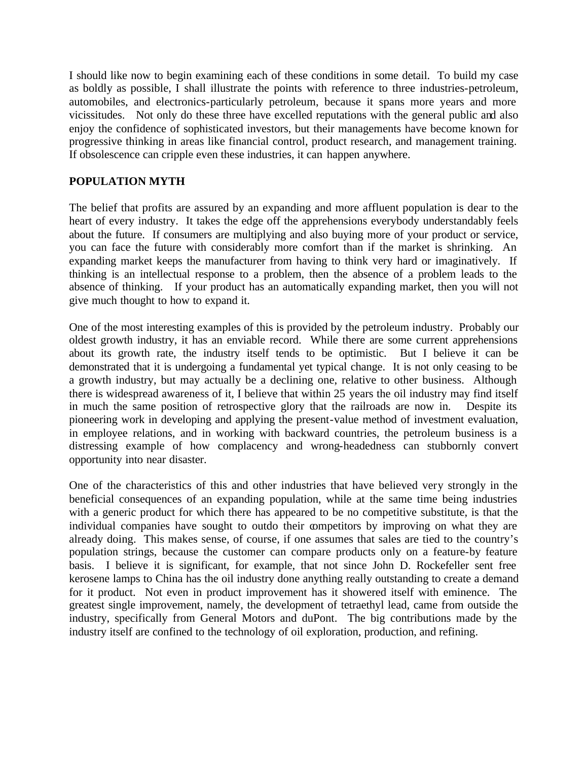I should like now to begin examining each of these conditions in some detail. To build my case as boldly as possible, I shall illustrate the points with reference to three industries-petroleum, automobiles, and electronics-particularly petroleum, because it spans more years and more vicissitudes. Not only do these three have excelled reputations with the general public and also enjoy the confidence of sophisticated investors, but their managements have become known for progressive thinking in areas like financial control, product research, and management training. If obsolescence can cripple even these industries, it can happen anywhere.

**POPULATION MYTH**

The belief that profits are assured by an expanding and more affluent population is dear to the heart of every industry. It takes the edge off the apprehensions everybody understandably feels about the future. If consumers are multiplying and also buying more of your product or service, you can face the future with considerably more comfort than if the market is shrinking. An expanding market keeps the manufacturer from having to think very hard or imaginatively. If thinking is an intellectual response to a problem, then the absence of a problem leads to the absence of thinking. If your product has an automatically expanding market, then you will not give much thought to how to expand it.

One of the most interesting examples of this is provided by the petroleum industry. Probably our oldest growth industry, it has an enviable record. While there are some current apprehensions about its growth rate, the industry itself tends to be optimistic. But I believe it can be demonstrated that it is undergoing a fundamental yet typical change. It is not only ceasing to be a growth industry, but may actually be a declining one, relative to other business. Although there is widespread awareness of it, I believe that within 25 years the oil industry may find itself in much the same position of retrospective glory that the railroads are now in. Despite its pioneering work in developing and applying the present-value method of investment evaluation, in employee relations, and in working with backward countries, the petroleum business is a distressing example of how complacency and wrong-headedness can stubbornly convert opportunity into near disaster.

One of the characteristics of this and other industries that have believed very strongly in the beneficial consequences of an expanding population, while at the same time being industries with a generic product for which there has appeared to be no competitive substitute, is that the individual companies have sought to outdo their competitors by improving on what they are already doing. This makes sense, of course, if one assumes that sales are tied to the country's population strings, because the customer can compare products only on a feature-by feature basis. I believe it is significant, for example, that not since John D. Rockefeller sent free kerosene lamps to China has the oil industry done anything really outstanding to create a demand for it product. Not even in product improvement has it showered itself with eminence. The greatest single improvement, namely, the development of tetraethyl lead, came from outside the industry, specifically from General Motors and duPont. The big contributions made by the industry itself are confined to the technology of oil exploration, production, and refining.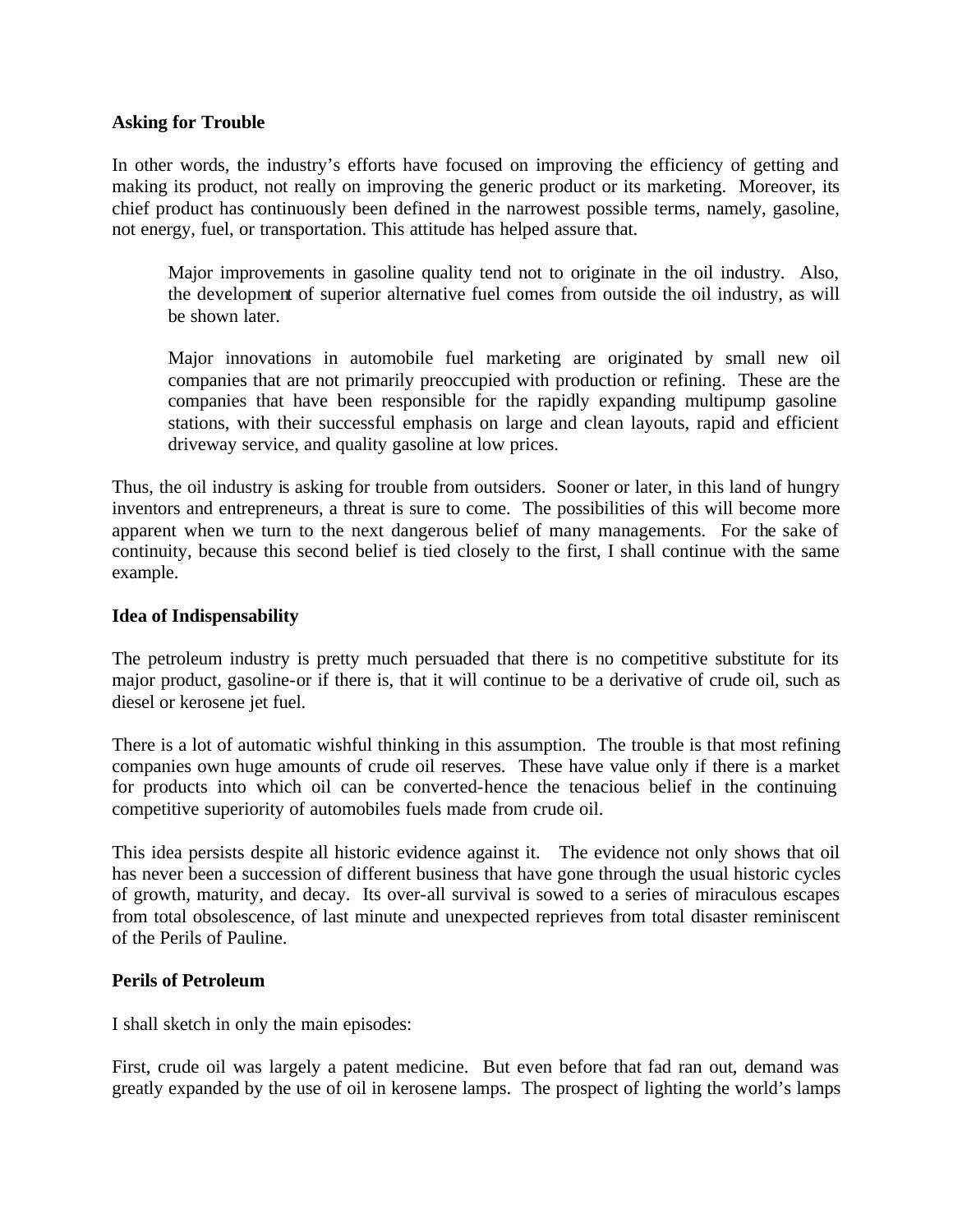**Asking for Trouble**

In other words, the industry's efforts have focused on improving the efficiency of getting and making its product, not really on improving the generic product or its marketing. Moreover, its chief product has continuously been defined in the narrowest possible terms, namely, gasoline, not energy, fuel, or transportation. This attitude has helped assure that.

> Major improvements in gasoline quality tend not to originate in the oil industry. Also, the development of superior alternative fuel comes from outside the oil industry, as will be shown later.
>
> Major innovations in automobile fuel marketing are originated by small new oil companies that are not primarily preoccupied with production or refining. These are the companies that have been responsible for the rapidly expanding multipump gasoline stations, with their successful emphasis on large and clean layouts, rapid and efficient driveway service, and quality gasoline at low prices.

Thus, the oil industry is asking for trouble from outsiders. Sooner or later, in this land of hungry inventors and entrepreneurs, a threat is sure to come. The possibilities of this will become more apparent when we turn to the next dangerous belief of many managements. For the sake of continuity, because this second belief is tied closely to the first, I shall continue with the same example.

**Idea of Indispensability**

The petroleum industry is pretty much persuaded that there is no competitive substitute for its major product, gasoline-or if there is, that it will continue to be a derivative of crude oil, such as diesel or kerosene jet fuel.

There is a lot of automatic wishful thinking in this assumption. The trouble is that most refining companies own huge amounts of crude oil reserves. These have value only if there is a market for products into which oil can be converted-hence the tenacious belief in the continuing competitive superiority of automobiles fuels made from crude oil.

This idea persists despite all historic evidence against it. The evidence not only shows that oil has never been a succession of different business that have gone through the usual historic cycles of growth, maturity, and decay. Its over-all survival is sowed to a series of miraculous escapes from total obsolescence, of last minute and unexpected reprieves from total disaster reminiscent of the Perils of Pauline.

**Perils of Petroleum**

I shall sketch in only the main episodes:

First, crude oil was largely a patent medicine. But even before that fad ran out, demand was greatly expanded by the use of oil in kerosene lamps. The prospect of lighting the world's lamps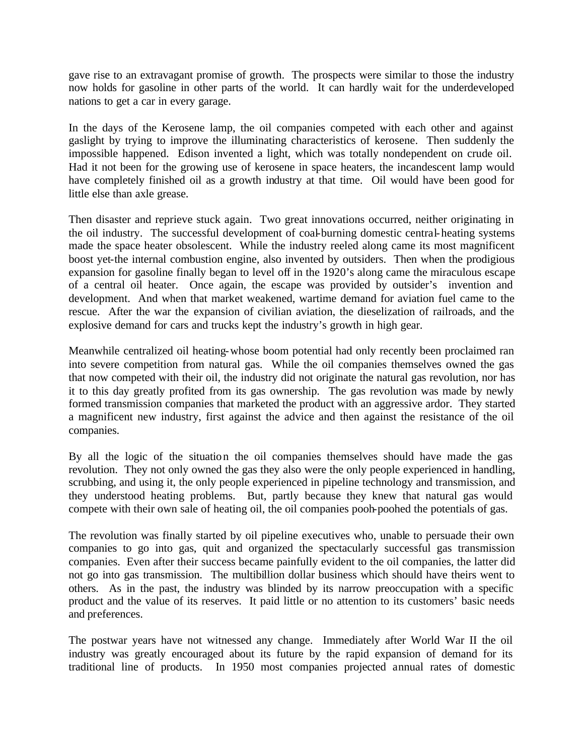gave rise to an extravagant promise of growth. The prospects were similar to those the industry now holds for gasoline in other parts of the world. It can hardly wait for the underdeveloped nations to get a car in every garage.

In the days of the Kerosene lamp, the oil companies competed with each other and against gaslight by trying to improve the illuminating characteristics of kerosene. Then suddenly the impossible happened. Edison invented a light, which was totally nondependent on crude oil. Had it not been for the growing use of kerosene in space heaters, the incandescent lamp would have completely finished oil as a growth industry at that time. Oil would have been good for little else than axle grease.

Then disaster and reprieve stuck again. Two great innovations occurred, neither originating in the oil industry. The successful development of coal-burning domestic central-heating systems made the space heater obsolescent. While the industry reeled along came its most magnificent boost yet-the internal combustion engine, also invented by outsiders. Then when the prodigious expansion for gasoline finally began to level off in the 1920's along came the miraculous escape of a central oil heater. Once again, the escape was provided by outsider's invention and development. And when that market weakened, wartime demand for aviation fuel came to the rescue. After the war the expansion of civilian aviation, the dieselization of railroads, and the explosive demand for cars and trucks kept the industry's growth in high gear.

Meanwhile centralized oil heating-whose boom potential had only recently been proclaimed ran into severe competition from natural gas. While the oil companies themselves owned the gas that now competed with their oil, the industry did not originate the natural gas revolution, nor has it to this day greatly profited from its gas ownership. The gas revolution was made by newly formed transmission companies that marketed the product with an aggressive ardor. They started a magnificent new industry, first against the advice and then against the resistance of the oil companies.

By all the logic of the situation the oil companies themselves should have made the gas revolution. They not only owned the gas they also were the only people experienced in handling, scrubbing, and using it, the only people experienced in pipeline technology and transmission, and they understood heating problems. But, partly because they knew that natural gas would compete with their own sale of heating oil, the oil companies pooh-poohed the potentials of gas.

The revolution was finally started by oil pipeline executives who, unable to persuade their own companies to go into gas, quit and organized the spectacularly successful gas transmission companies. Even after their success became painfully evident to the oil companies, the latter did not go into gas transmission. The multibillion dollar business which should have theirs went to others. As in the past, the industry was blinded by its narrow preoccupation with a specific product and the value of its reserves. It paid little or no attention to its customers' basic needs and preferences.

The postwar years have not witnessed any change. Immediately after World War II the oil industry was greatly encouraged about its future by the rapid expansion of demand for its traditional line of products. In 1950 most companies projected annual rates of domestic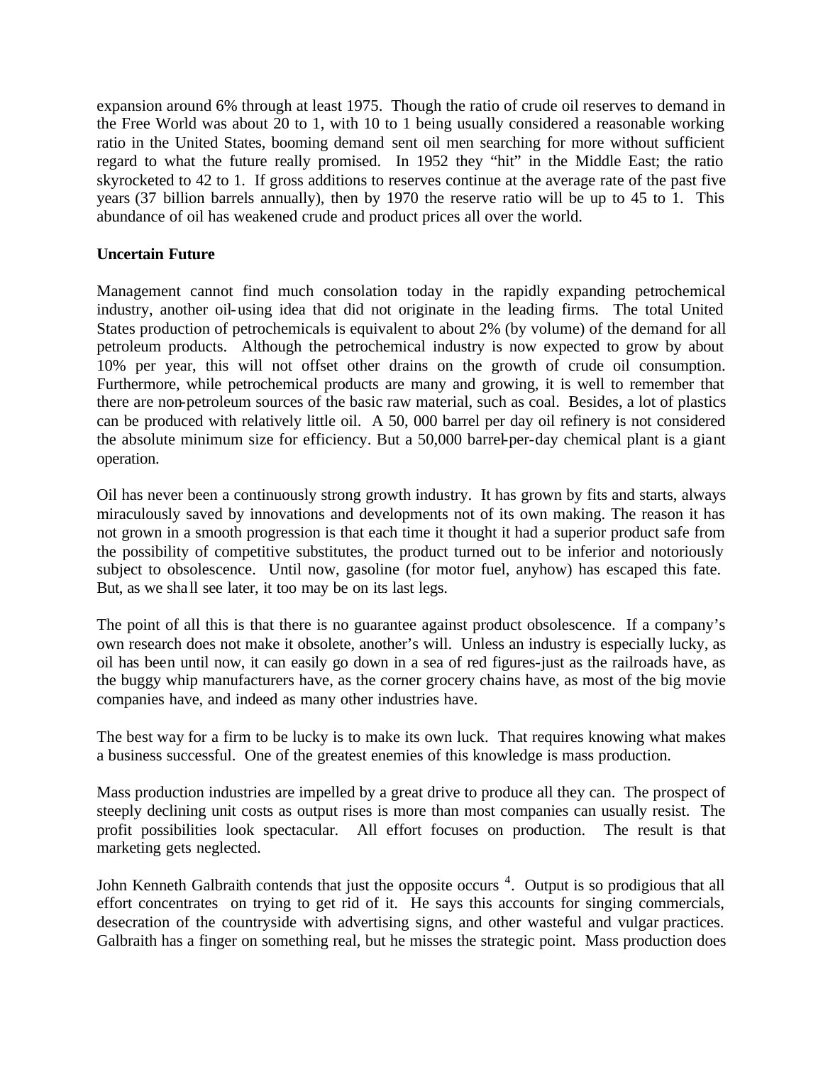expansion around 6% through at least 1975. Though the ratio of crude oil reserves to demand in the Free World was about 20 to 1, with 10 to 1 being usually considered a reasonable working ratio in the United States, booming demand sent oil men searching for more without sufficient regard to what the future really promised. In 1952 they "hit" in the Middle East; the ratio skyrocketed to 42 to 1. If gross additions to reserves continue at the average rate of the past five years (37 billion barrels annually), then by 1970 the reserve ratio will be up to 45 to 1. This abundance of oil has weakened crude and product prices all over the world.

**Uncertain Future**

Management cannot find much consolation today in the rapidly expanding petrochemical industry, another oil-using idea that did not originate in the leading firms. The total United States production of petrochemicals is equivalent to about 2% (by volume) of the demand for all petroleum products. Although the petrochemical industry is now expected to grow by about 10% per year, this will not offset other drains on the growth of crude oil consumption. Furthermore, while petrochemical products are many and growing, it is well to remember that there are non-petroleum sources of the basic raw material, such as coal. Besides, a lot of plastics can be produced with relatively little oil. A 50, 000 barrel per day oil refinery is not considered the absolute minimum size for efficiency. But a 50,000 barrel-per-day chemical plant is a giant operation.

Oil has never been a continuously strong growth industry. It has grown by fits and starts, always miraculously saved by innovations and developments not of its own making. The reason it has not grown in a smooth progression is that each time it thought it had a superior product safe from the possibility of competitive substitutes, the product turned out to be inferior and notoriously subject to obsolescence. Until now, gasoline (for motor fuel, anyhow) has escaped this fate. But, as we shall see later, it too may be on its last legs.

The point of all this is that there is no guarantee against product obsolescence. If a company's own research does not make it obsolete, another's will. Unless an industry is especially lucky, as oil has been until now, it can easily go down in a sea of red figures-just as the railroads have, as the buggy whip manufacturers have, as the corner grocery chains have, as most of the big movie companies have, and indeed as many other industries have.

The best way for a firm to be lucky is to make its own luck. That requires knowing what makes a business successful. One of the greatest enemies of this knowledge is mass production.

Mass production industries are impelled by a great drive to produce all they can. The prospect of steeply declining unit costs as output rises is more than most companies can usually resist. The profit possibilities look spectacular. All effort focuses on production. The result is that marketing gets neglected.

John Kenneth Galbraith contends that just the opposite occurs [4]. Output is so prodigious that all effort concentrates on trying to get rid of it. He says this accounts for singing commercials, desecration of the countryside with advertising signs, and other wasteful and vulgar practices. Galbraith has a finger on something real, but he misses the strategic point. Mass production does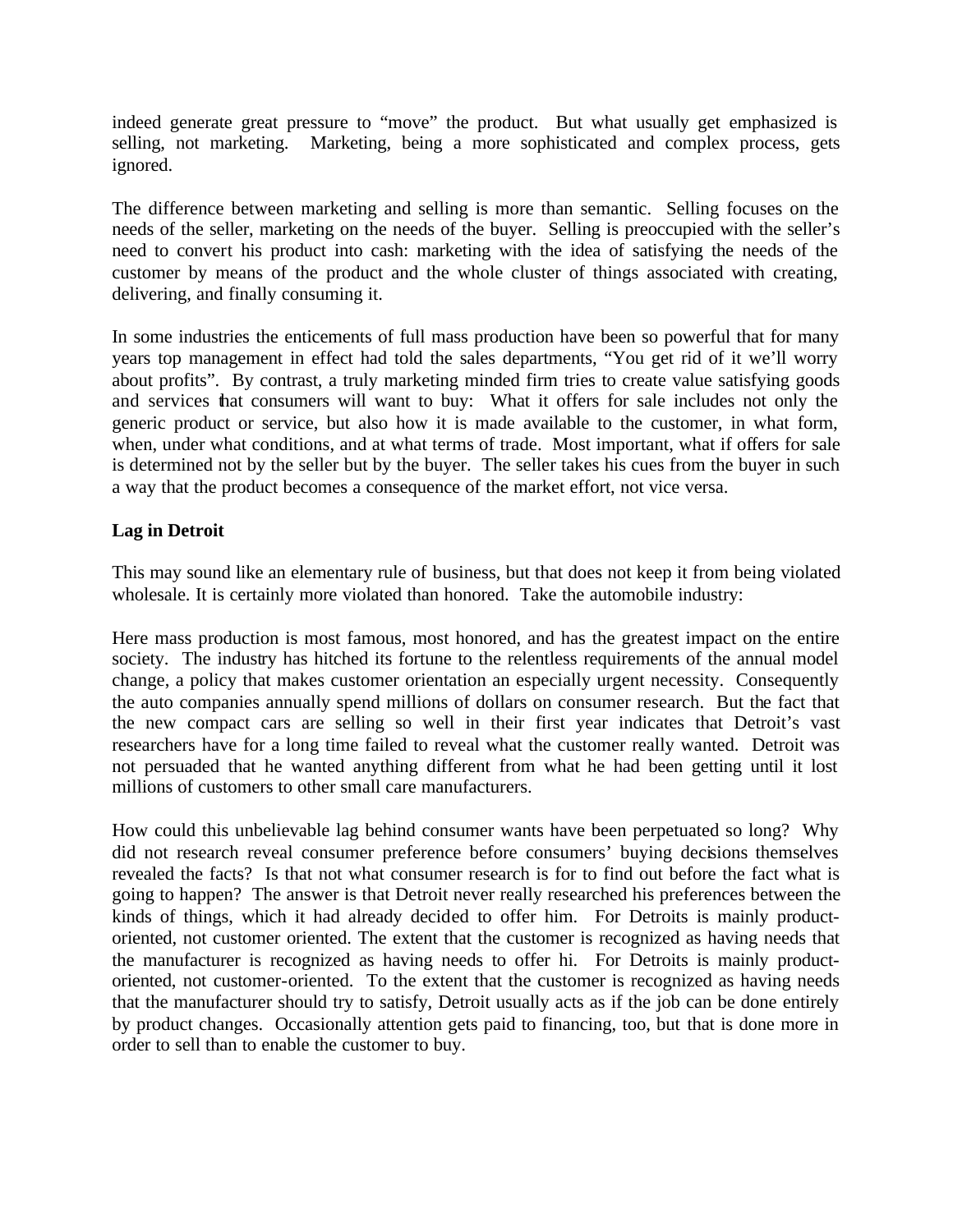indeed generate great pressure to "move" the product. But what usually get emphasized is selling, not marketing. Marketing, being a more sophisticated and complex process, gets ignored.

The difference between marketing and selling is more than semantic. Selling focuses on the needs of the seller, marketing on the needs of the buyer. Selling is preoccupied with the seller's need to convert his product into cash: marketing with the idea of satisfying the needs of the customer by means of the product and the whole cluster of things associated with creating, delivering, and finally consuming it.

In some industries the enticements of full mass production have been so powerful that for many years top management in effect had told the sales departments, "You get rid of it we'll worry about profits". By contrast, a truly marketing minded firm tries to create value satisfying goods and services that consumers will want to buy: What it offers for sale includes not only the generic product or service, but also how it is made available to the customer, in what form, when, under what conditions, and at what terms of trade. Most important, what if offers for sale is determined not by the seller but by the buyer. The seller takes his cues from the buyer in such a way that the product becomes a consequence of the market effort, not vice versa.

**Lag in Detroit**

This may sound like an elementary rule of business, but that does not keep it from being violated wholesale. It is certainly more violated than honored. Take the automobile industry:

Here mass production is most famous, most honored, and has the greatest impact on the entire society. The industry has hitched its fortune to the relentless requirements of the annual model change, a policy that makes customer orientation an especially urgent necessity. Consequently the auto companies annually spend millions of dollars on consumer research. But the fact that the new compact cars are selling so well in their first year indicates that Detroit's vast researchers have for a long time failed to reveal what the customer really wanted. Detroit was not persuaded that he wanted anything different from what he had been getting until it lost millions of customers to other small care manufacturers.

How could this unbelievable lag behind consumer wants have been perpetuated so long? Why did not research reveal consumer preference before consumers' buying decisions themselves revealed the facts? Is that not what consumer research is for to find out before the fact what is going to happen? The answer is that Detroit never really researched his preferences between the kinds of things, which it had already decided to offer him. For Detroits is mainly product-oriented, not customer oriented. The extent that the customer is recognized as having needs that the manufacturer is recognized as having needs to offer hi. For Detroits is mainly product-oriented, not customer-oriented. To the extent that the customer is recognized as having needs that the manufacturer should try to satisfy, Detroit usually acts as if the job can be done entirely by product changes. Occasionally attention gets paid to financing, too, but that is done more in order to sell than to enable the customer to buy.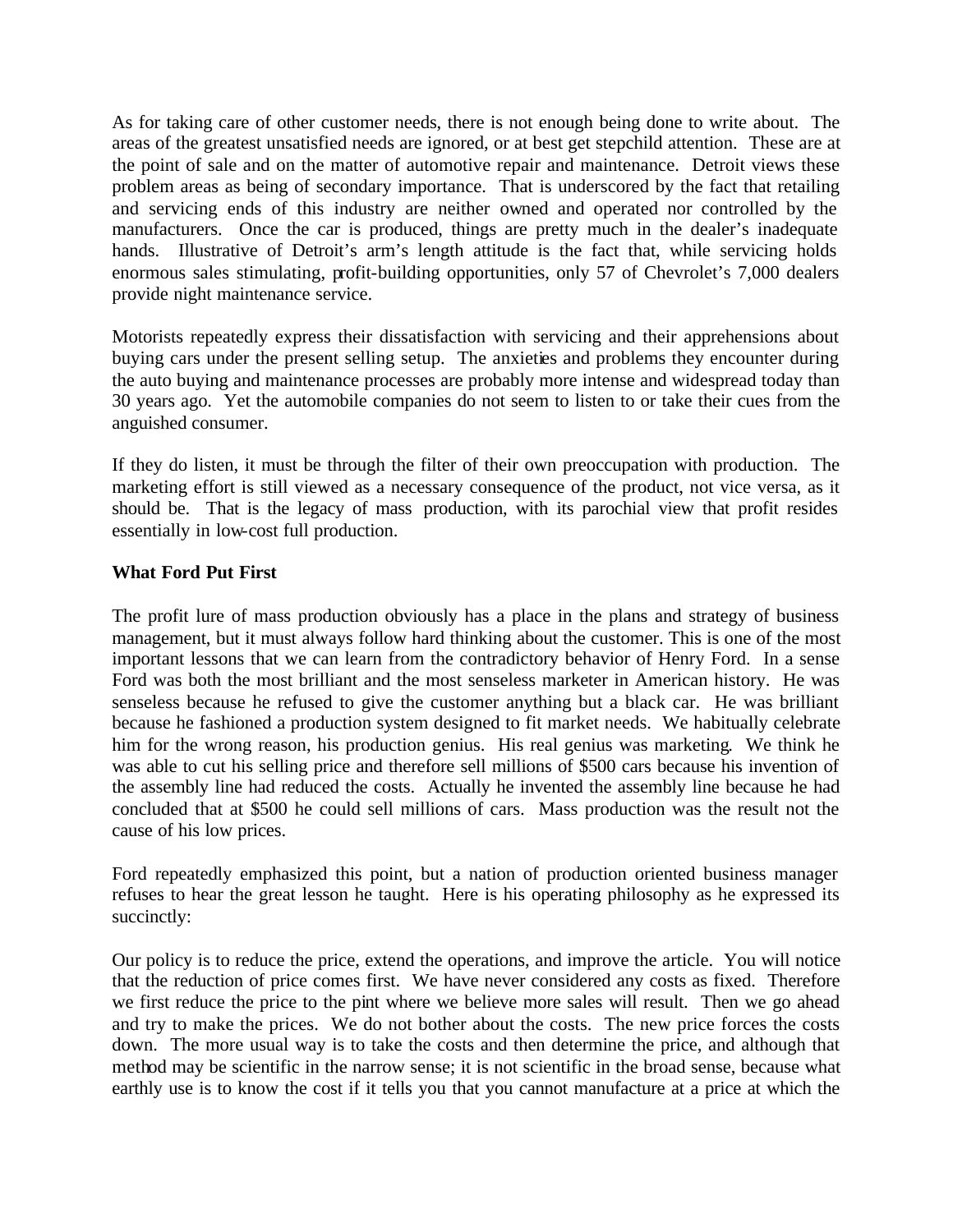As for taking care of other customer needs, there is not enough being done to write about. The areas of the greatest unsatisfied needs are ignored, or at best get stepchild attention. These are at the point of sale and on the matter of automotive repair and maintenance. Detroit views these problem areas as being of secondary importance. That is underscored by the fact that retailing and servicing ends of this industry are neither owned and operated nor controlled by the manufacturers. Once the car is produced, things are pretty much in the dealer's inadequate hands. Illustrative of Detroit's arm's length attitude is the fact that, while servicing holds enormous sales stimulating, profit-building opportunities, only 57 of Chevrolet's 7,000 dealers provide night maintenance service.

Motorists repeatedly express their dissatisfaction with servicing and their apprehensions about buying cars under the present selling setup. The anxieties and problems they encounter during the auto buying and maintenance processes are probably more intense and widespread today than 30 years ago. Yet the automobile companies do not seem to listen to or take their cues from the anguished consumer.

If they do listen, it must be through the filter of their own preoccupation with production. The marketing effort is still viewed as a necessary consequence of the product, not vice versa, as it should be. That is the legacy of mass production, with its parochial view that profit resides essentially in low-cost full production.

**What Ford Put First**

The profit lure of mass production obviously has a place in the plans and strategy of business management, but it must always follow hard thinking about the customer. This is one of the most important lessons that we can learn from the contradictory behavior of Henry Ford. In a sense Ford was both the most brilliant and the most senseless marketer in American history. He was senseless because he refused to give the customer anything but a black car. He was brilliant because he fashioned a production system designed to fit market needs. We habitually celebrate him for the wrong reason, his production genius. His real genius was marketing. We think he was able to cut his selling price and therefore sell millions of $500 cars because his invention of the assembly line had reduced the costs. Actually he invented the assembly line because he had concluded that at $500 he could sell millions of cars. Mass production was the result not the cause of his low prices.

Ford repeatedly emphasized this point, but a nation of production oriented business manager refuses to hear the great lesson he taught. Here is his operating philosophy as he expressed its succinctly:

Our policy is to reduce the price, extend the operations, and improve the article. You will notice that the reduction of price comes first. We have never considered any costs as fixed. Therefore we first reduce the price to the pint where we believe more sales will result. Then we go ahead and try to make the prices. We do not bother about the costs. The new price forces the costs down. The more usual way is to take the costs and then determine the price, and although that method may be scientific in the narrow sense; it is not scientific in the broad sense, because what earthly use is to know the cost if it tells you that you cannot manufacture at a price at which the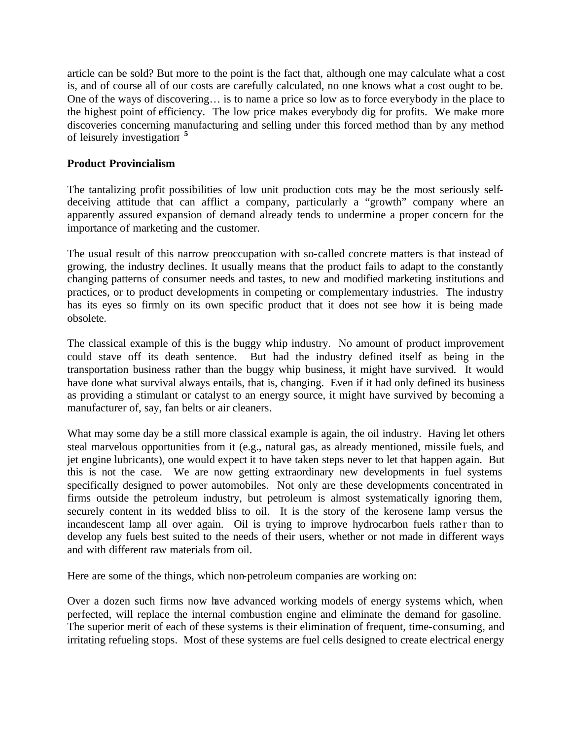article can be sold? But more to the point is the fact that, although one may calculate what a cost is, and of course all of our costs are carefully calculated, no one knows what a cost ought to be. One of the ways of discovering… is to name a price so low as to force everybody in the place to the highest point of efficiency. The low price makes everybody dig for profits. We make more discoveries concerning manufacturing and selling under this forced method than by any method of leisurely investigation[5]

**Product Provincialism**

The tantalizing profit possibilities of low unit production cots may be the most seriously self-deceiving attitude that can afflict a company, particularly a "growth" company where an apparently assured expansion of demand already tends to undermine a proper concern for the importance of marketing and the customer.

The usual result of this narrow preoccupation with so-called concrete matters is that instead of growing, the industry declines. It usually means that the product fails to adapt to the constantly changing patterns of consumer needs and tastes, to new and modified marketing institutions and practices, or to product developments in competing or complementary industries. The industry has its eyes so firmly on its own specific product that it does not see how it is being made obsolete.

The classical example of this is the buggy whip industry. No amount of product improvement could stave off its death sentence. But had the industry defined itself as being in the transportation business rather than the buggy whip business, it might have survived. It would have done what survival always entails, that is, changing. Even if it had only defined its business as providing a stimulant or catalyst to an energy source, it might have survived by becoming a manufacturer of, say, fan belts or air cleaners.

What may some day be a still more classical example is again, the oil industry. Having let others steal marvelous opportunities from it (e.g., natural gas, as already mentioned, missile fuels, and jet engine lubricants), one would expect it to have taken steps never to let that happen again. But this is not the case. We are now getting extraordinary new developments in fuel systems specifically designed to power automobiles. Not only are these developments concentrated in firms outside the petroleum industry, but petroleum is almost systematically ignoring them, securely content in its wedded bliss to oil. It is the story of the kerosene lamp versus the incandescent lamp all over again. Oil is trying to improve hydrocarbon fuels rather than to develop any fuels best suited to the needs of their users, whether or not made in different ways and with different raw materials from oil.

Here are some of the things, which non-petroleum companies are working on:

Over a dozen such firms now have advanced working models of energy systems which, when perfected, will replace the internal combustion engine and eliminate the demand for gasoline. The superior merit of each of these systems is their elimination of frequent, time-consuming, and irritating refueling stops. Most of these systems are fuel cells designed to create electrical energy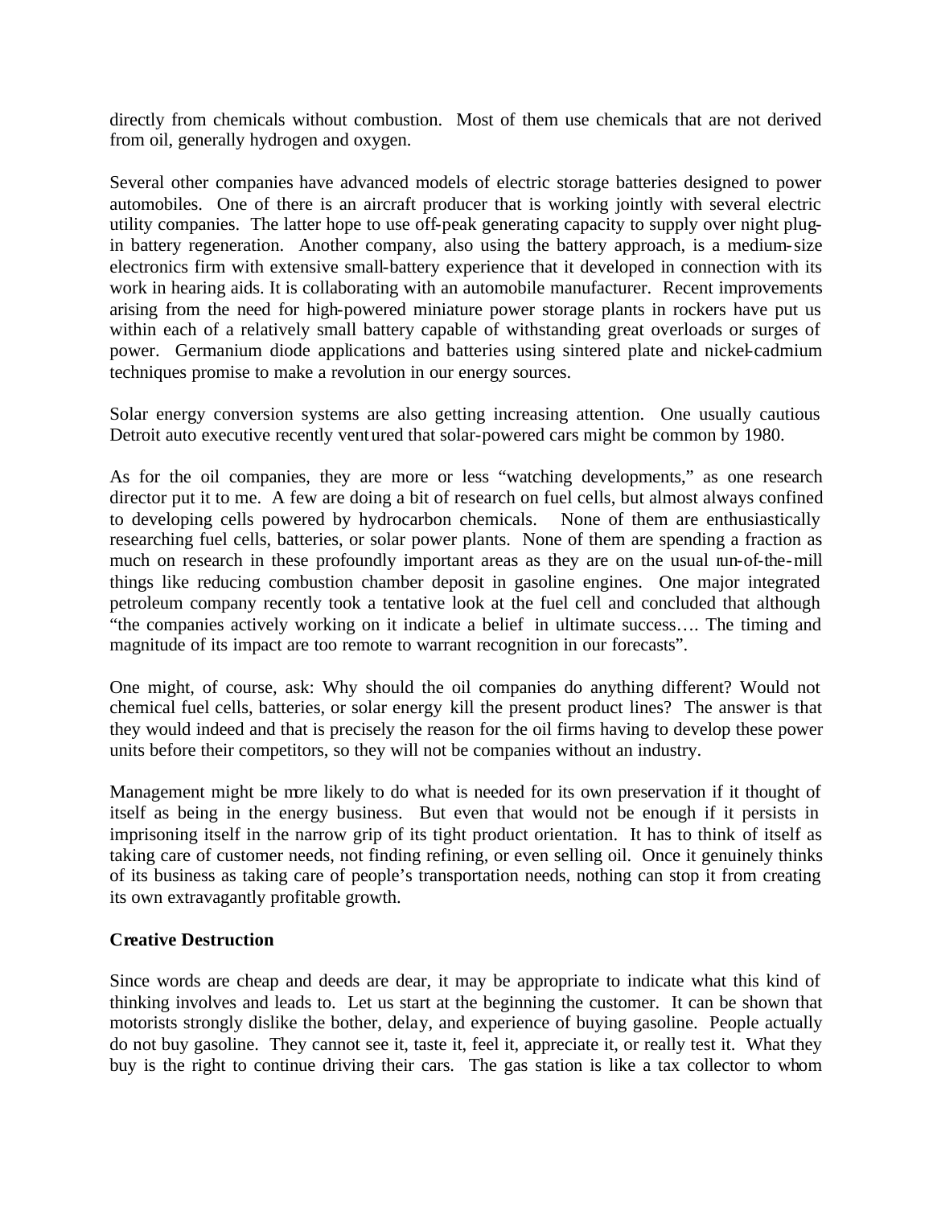directly from chemicals without combustion. Most of them use chemicals that are not derived from oil, generally hydrogen and oxygen.

Several other companies have advanced models of electric storage batteries designed to power automobiles. One of there is an aircraft producer that is working jointly with several electric utility companies. The latter hope to use off-peak generating capacity to supply over night plug-in battery regeneration. Another company, also using the battery approach, is a medium-size electronics firm with extensive small-battery experience that it developed in connection with its work in hearing aids. It is collaborating with an automobile manufacturer. Recent improvements arising from the need for high-powered miniature power storage plants in rockers have put us within each of a relatively small battery capable of withstanding great overloads or surges of power. Germanium diode applications and batteries using sintered plate and nickel-cadmium techniques promise to make a revolution in our energy sources.

Solar energy conversion systems are also getting increasing attention. One usually cautious Detroit auto executive recently ventured that solar-powered cars might be common by 1980.

As for the oil companies, they are more or less "watching developments," as one research director put it to me. A few are doing a bit of research on fuel cells, but almost always confined to developing cells powered by hydrocarbon chemicals. None of them are enthusiastically researching fuel cells, batteries, or solar power plants. None of them are spending a fraction as much on research in these profoundly important areas as they are on the usual run-of-the-mill things like reducing combustion chamber deposit in gasoline engines. One major integrated petroleum company recently took a tentative look at the fuel cell and concluded that although "the companies actively working on it indicate a belief in ultimate success…. The timing and magnitude of its impact are too remote to warrant recognition in our forecasts".

One might, of course, ask: Why should the oil companies do anything different? Would not chemical fuel cells, batteries, or solar energy kill the present product lines? The answer is that they would indeed and that is precisely the reason for the oil firms having to develop these power units before their competitors, so they will not be companies without an industry.

Management might be more likely to do what is needed for its own preservation if it thought of itself as being in the energy business. But even that would not be enough if it persists in imprisoning itself in the narrow grip of its tight product orientation. It has to think of itself as taking care of customer needs, not finding refining, or even selling oil. Once it genuinely thinks of its business as taking care of people's transportation needs, nothing can stop it from creating its own extravagantly profitable growth.

**Creative Destruction**

Since words are cheap and deeds are dear, it may be appropriate to indicate what this kind of thinking involves and leads to. Let us start at the beginning the customer. It can be shown that motorists strongly dislike the bother, delay, and experience of buying gasoline. People actually do not buy gasoline. They cannot see it, taste it, feel it, appreciate it, or really test it. What they buy is the right to continue driving their cars. The gas station is like a tax collector to whom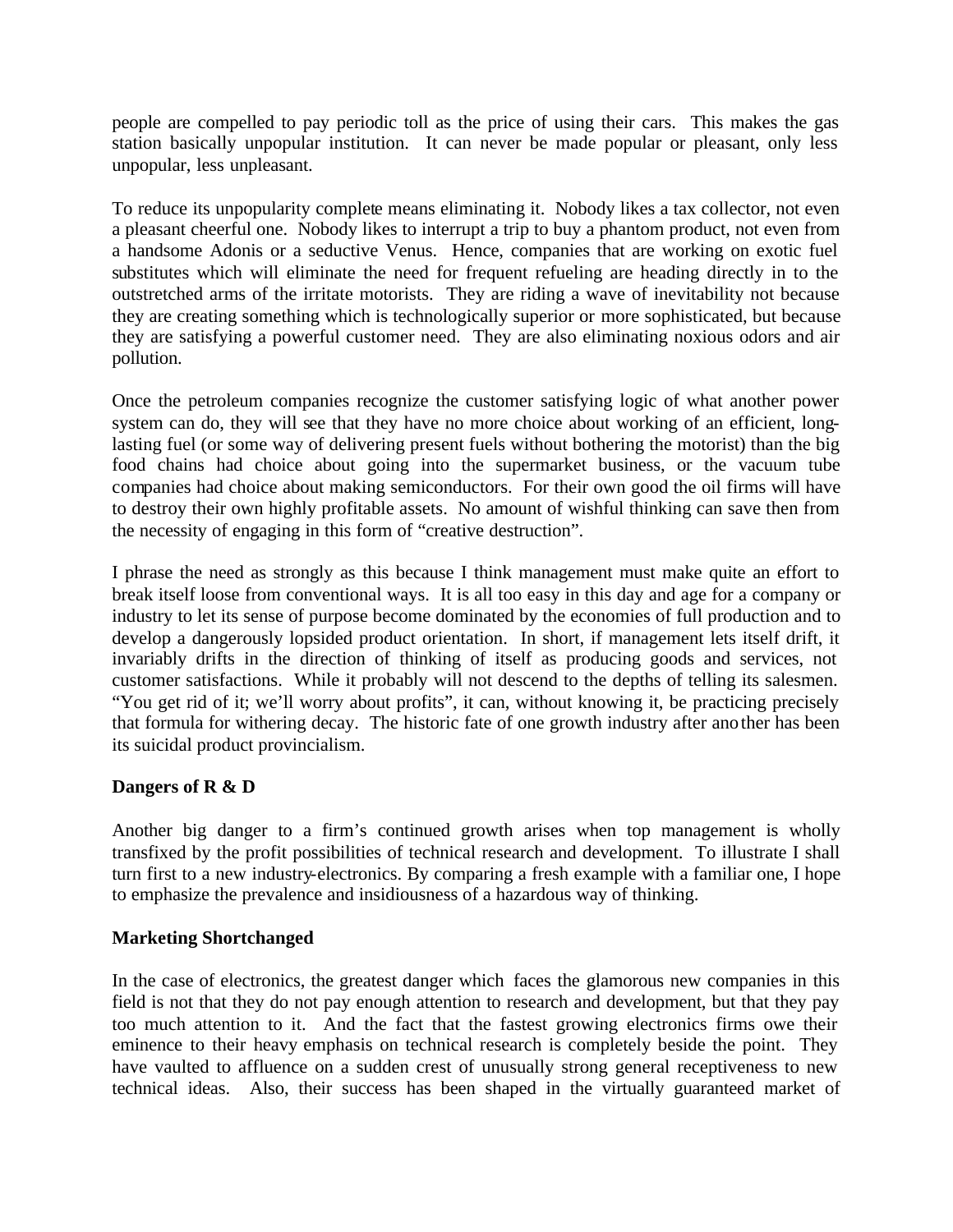people are compelled to pay periodic toll as the price of using their cars. This makes the gas station basically unpopular institution. It can never be made popular or pleasant, only less unpopular, less unpleasant.

To reduce its unpopularity complete means eliminating it. Nobody likes a tax collector, not even a pleasant cheerful one. Nobody likes to interrupt a trip to buy a phantom product, not even from a handsome Adonis or a seductive Venus. Hence, companies that are working on exotic fuel substitutes which will eliminate the need for frequent refueling are heading directly in to the outstretched arms of the irritate motorists. They are riding a wave of inevitability not because they are creating something which is technologically superior or more sophisticated, but because they are satisfying a powerful customer need. They are also eliminating noxious odors and air pollution.

Once the petroleum companies recognize the customer satisfying logic of what another power system can do, they will see that they have no more choice about working of an efficient, long-lasting fuel (or some way of delivering present fuels without bothering the motorist) than the big food chains had choice about going into the supermarket business, or the vacuum tube companies had choice about making semiconductors. For their own good the oil firms will have to destroy their own highly profitable assets. No amount of wishful thinking can save then from the necessity of engaging in this form of "creative destruction".

I phrase the need as strongly as this because I think management must make quite an effort to break itself loose from conventional ways. It is all too easy in this day and age for a company or industry to let its sense of purpose become dominated by the economies of full production and to develop a dangerously lopsided product orientation. In short, if management lets itself drift, it invariably drifts in the direction of thinking of itself as producing goods and services, not customer satisfactions. While it probably will not descend to the depths of telling its salesmen. "You get rid of it; we'll worry about profits", it can, without knowing it, be practicing precisely that formula for withering decay. The historic fate of one growth industry after another has been its suicidal product provincialism.

**Dangers of R & D**

Another big danger to a firm's continued growth arises when top management is wholly transfixed by the profit possibilities of technical research and development. To illustrate I shall turn first to a new industry-electronics. By comparing a fresh example with a familiar one, I hope to emphasize the prevalence and insidiousness of a hazardous way of thinking.

**Marketing Shortchanged**

In the case of electronics, the greatest danger which faces the glamorous new companies in this field is not that they do not pay enough attention to research and development, but that they pay too much attention to it. And the fact that the fastest growing electronics firms owe their eminence to their heavy emphasis on technical research is completely beside the point. They have vaulted to affluence on a sudden crest of unusually strong general receptiveness to new technical ideas. Also, their success has been shaped in the virtually guaranteed market of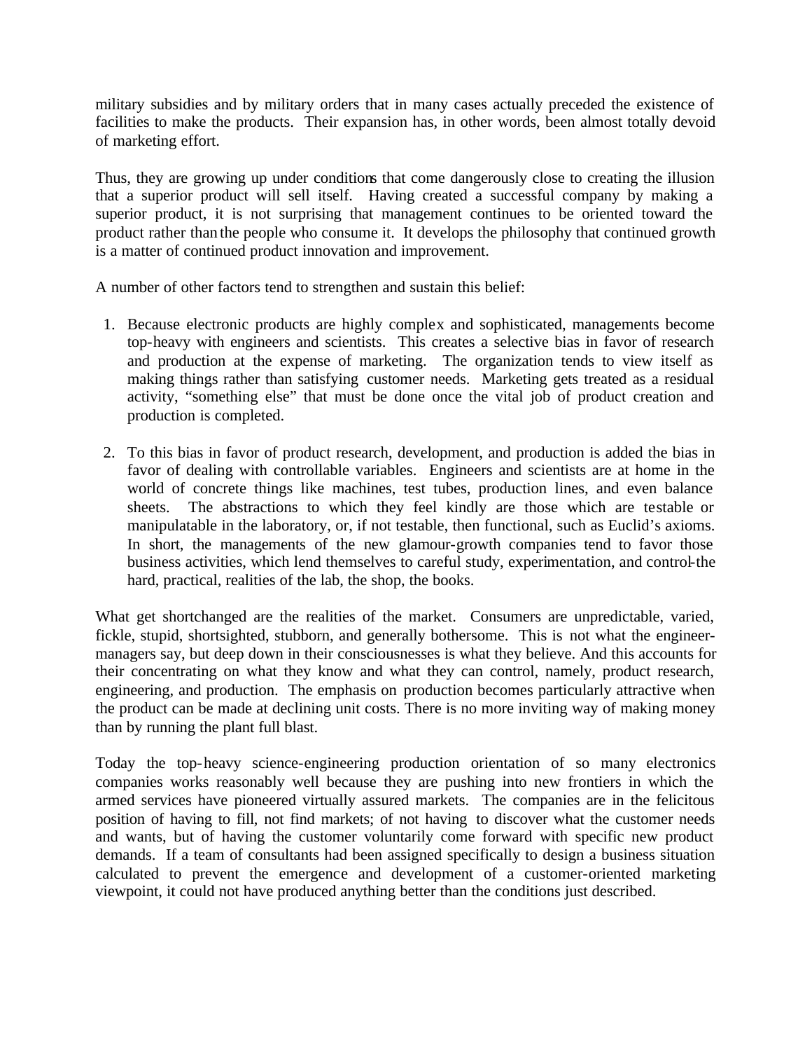military subsidies and by military orders that in many cases actually preceded the existence of facilities to make the products. Their expansion has, in other words, been almost totally devoid of marketing effort.

Thus, they are growing up under conditions that come dangerously close to creating the illusion that a superior product will sell itself. Having created a successful company by making a superior product, it is not surprising that management continues to be oriented toward the product rather than the people who consume it. It develops the philosophy that continued growth is a matter of continued product innovation and improvement.

A number of other factors tend to strengthen and sustain this belief:

1. Because electronic products are highly complex and sophisticated, managements become top-heavy with engineers and scientists. This creates a selective bias in favor of research and production at the expense of marketing. The organization tends to view itself as making things rather than satisfying customer needs. Marketing gets treated as a residual activity, "something else" that must be done once the vital job of product creation and production is completed.

2. To this bias in favor of product research, development, and production is added the bias in favor of dealing with controllable variables. Engineers and scientists are at home in the world of concrete things like machines, test tubes, production lines, and even balance sheets. The abstractions to which they feel kindly are those which are testable or manipulatable in the laboratory, or, if not testable, then functional, such as Euclid's axioms. In short, the managements of the new glamour-growth companies tend to favor those business activities, which lend themselves to careful study, experimentation, and control-the hard, practical, realities of the lab, the shop, the books.

What get shortchanged are the realities of the market. Consumers are unpredictable, varied, fickle, stupid, shortsighted, stubborn, and generally bothersome. This is not what the engineer-managers say, but deep down in their consciousnesses is what they believe. And this accounts for their concentrating on what they know and what they can control, namely, product research, engineering, and production. The emphasis on production becomes particularly attractive when the product can be made at declining unit costs. There is no more inviting way of making money than by running the plant full blast.

Today the top-heavy science-engineering production orientation of so many electronics companies works reasonably well because they are pushing into new frontiers in which the armed services have pioneered virtually assured markets. The companies are in the felicitous position of having to fill, not find markets; of not having to discover what the customer needs and wants, but of having the customer voluntarily come forward with specific new product demands. If a team of consultants had been assigned specifically to design a business situation calculated to prevent the emergence and development of a customer-oriented marketing viewpoint, it could not have produced anything better than the conditions just described.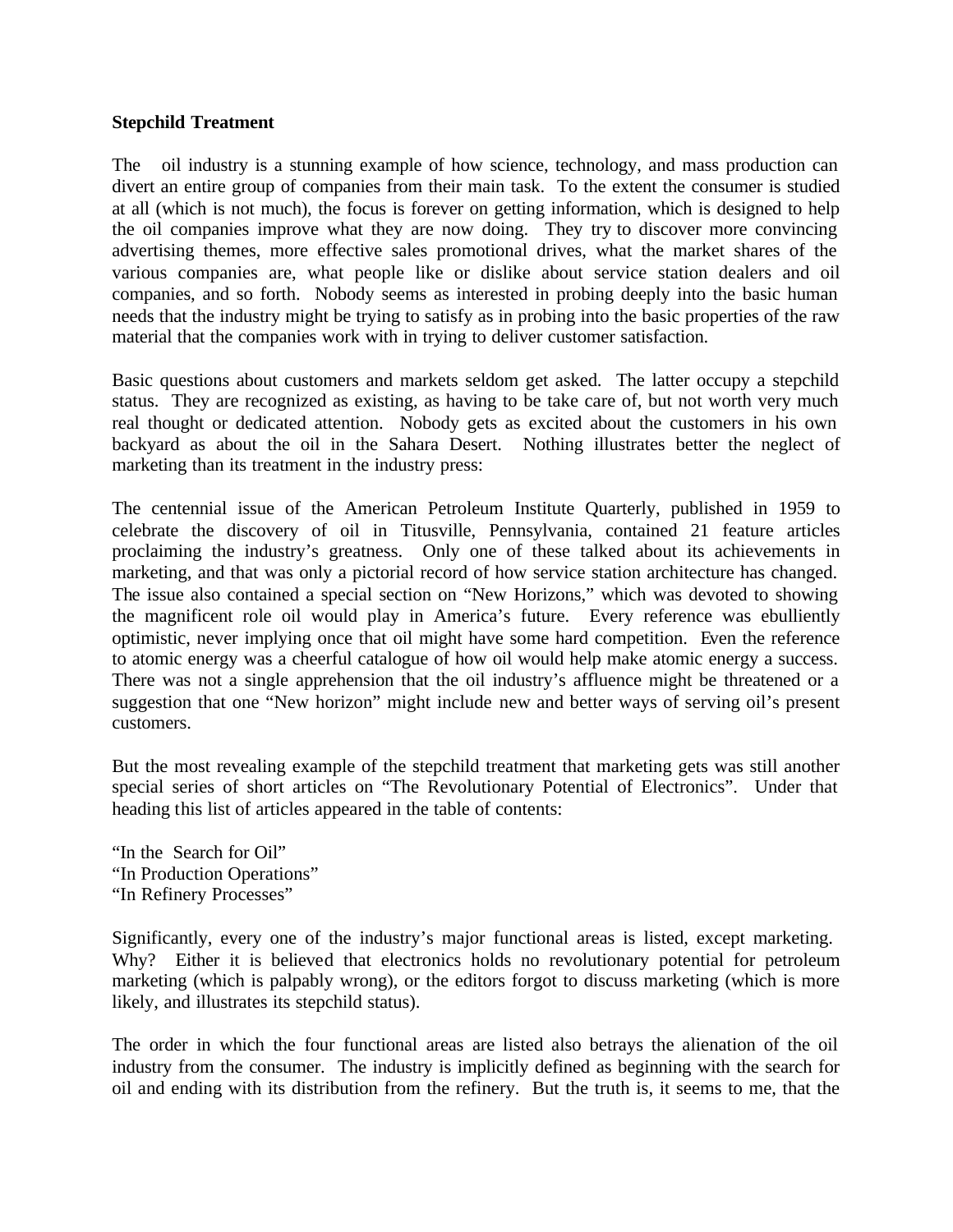**Stepchild Treatment**

The oil industry is a stunning example of how science, technology, and mass production can divert an entire group of companies from their main task. To the extent the consumer is studied at all (which is not much), the focus is forever on getting information, which is designed to help the oil companies improve what they are now doing. They try to discover more convincing advertising themes, more effective sales promotional drives, what the market shares of the various companies are, what people like or dislike about service station dealers and oil companies, and so forth. Nobody seems as interested in probing deeply into the basic human needs that the industry might be trying to satisfy as in probing into the basic properties of the raw material that the companies work with in trying to deliver customer satisfaction.

Basic questions about customers and markets seldom get asked. The latter occupy a stepchild status. They are recognized as existing, as having to be take care of, but not worth very much real thought or dedicated attention. Nobody gets as excited about the customers in his own backyard as about the oil in the Sahara Desert. Nothing illustrates better the neglect of marketing than its treatment in the industry press:

The centennial issue of the American Petroleum Institute Quarterly, published in 1959 to celebrate the discovery of oil in Titusville, Pennsylvania, contained 21 feature articles proclaiming the industry's greatness. Only one of these talked about its achievements in marketing, and that was only a pictorial record of how service station architecture has changed. The issue also contained a special section on "New Horizons," which was devoted to showing the magnificent role oil would play in America's future. Every reference was ebulliently optimistic, never implying once that oil might have some hard competition. Even the reference to atomic energy was a cheerful catalogue of how oil would help make atomic energy a success. There was not a single apprehension that the oil industry's affluence might be threatened or a suggestion that one "New horizon" might include new and better ways of serving oil's present customers.

But the most revealing example of the stepchild treatment that marketing gets was still another special series of short articles on "The Revolutionary Potential of Electronics". Under that heading this list of articles appeared in the table of contents:

"In the Search for Oil"
"In Production Operations"
"In Refinery Processes"

Significantly, every one of the industry's major functional areas is listed, except marketing. Why? Either it is believed that electronics holds no revolutionary potential for petroleum marketing (which is palpably wrong), or the editors forgot to discuss marketing (which is more likely, and illustrates its stepchild status).

The order in which the four functional areas are listed also betrays the alienation of the oil industry from the consumer. The industry is implicitly defined as beginning with the search for oil and ending with its distribution from the refinery. But the truth is, it seems to me, that the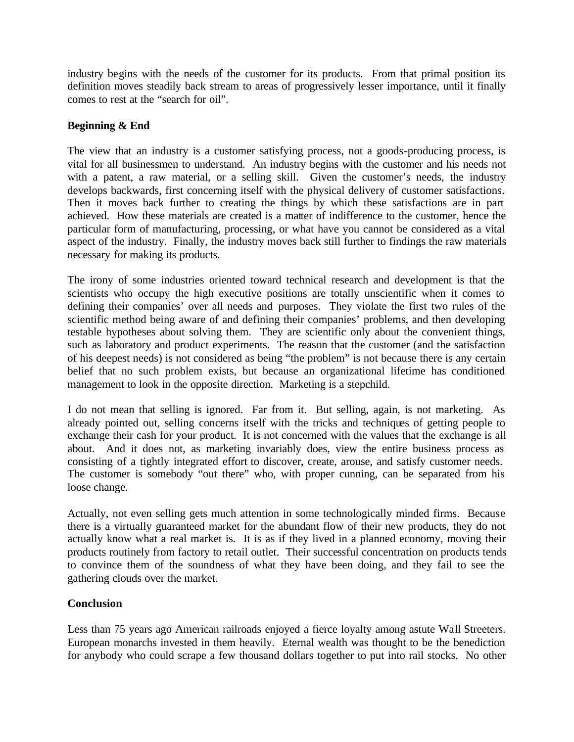industry begins with the needs of the customer for its products. From that primal position its definition moves steadily back stream to areas of progressively lesser importance, until it finally comes to rest at the "search for oil".

**Beginning & End**

The view that an industry is a customer satisfying process, not a goods-producing process, is vital for all businessmen to understand. An industry begins with the customer and his needs not with a patent, a raw material, or a selling skill. Given the customer's needs, the industry develops backwards, first concerning itself with the physical delivery of customer satisfactions. Then it moves back further to creating the things by which these satisfactions are in part achieved. How these materials are created is a matter of indifference to the customer, hence the particular form of manufacturing, processing, or what have you cannot be considered as a vital aspect of the industry. Finally, the industry moves back still further to findings the raw materials necessary for making its products.

The irony of some industries oriented toward technical research and development is that the scientists who occupy the high executive positions are totally unscientific when it comes to defining their companies' over all needs and purposes. They violate the first two rules of the scientific method being aware of and defining their companies' problems, and then developing testable hypotheses about solving them. They are scientific only about the convenient things, such as laboratory and product experiments. The reason that the customer (and the satisfaction of his deepest needs) is not considered as being "the problem" is not because there is any certain belief that no such problem exists, but because an organizational lifetime has conditioned management to look in the opposite direction. Marketing is a stepchild.

I do not mean that selling is ignored. Far from it. But selling, again, is not marketing. As already pointed out, selling concerns itself with the tricks and techniques of getting people to exchange their cash for your product. It is not concerned with the values that the exchange is all about. And it does not, as marketing invariably does, view the entire business process as consisting of a tightly integrated effort to discover, create, arouse, and satisfy customer needs. The customer is somebody "out there" who, with proper cunning, can be separated from his loose change.

Actually, not even selling gets much attention in some technologically minded firms. Because there is a virtually guaranteed market for the abundant flow of their new products, they do not actually know what a real market is. It is as if they lived in a planned economy, moving their products routinely from factory to retail outlet. Their successful concentration on products tends to convince them of the soundness of what they have been doing, and they fail to see the gathering clouds over the market.

**Conclusion**

Less than 75 years ago American railroads enjoyed a fierce loyalty among astute Wall Streeters. European monarchs invested in them heavily. Eternal wealth was thought to be the benediction for anybody who could scrape a few thousand dollars together to put into rail stocks. No other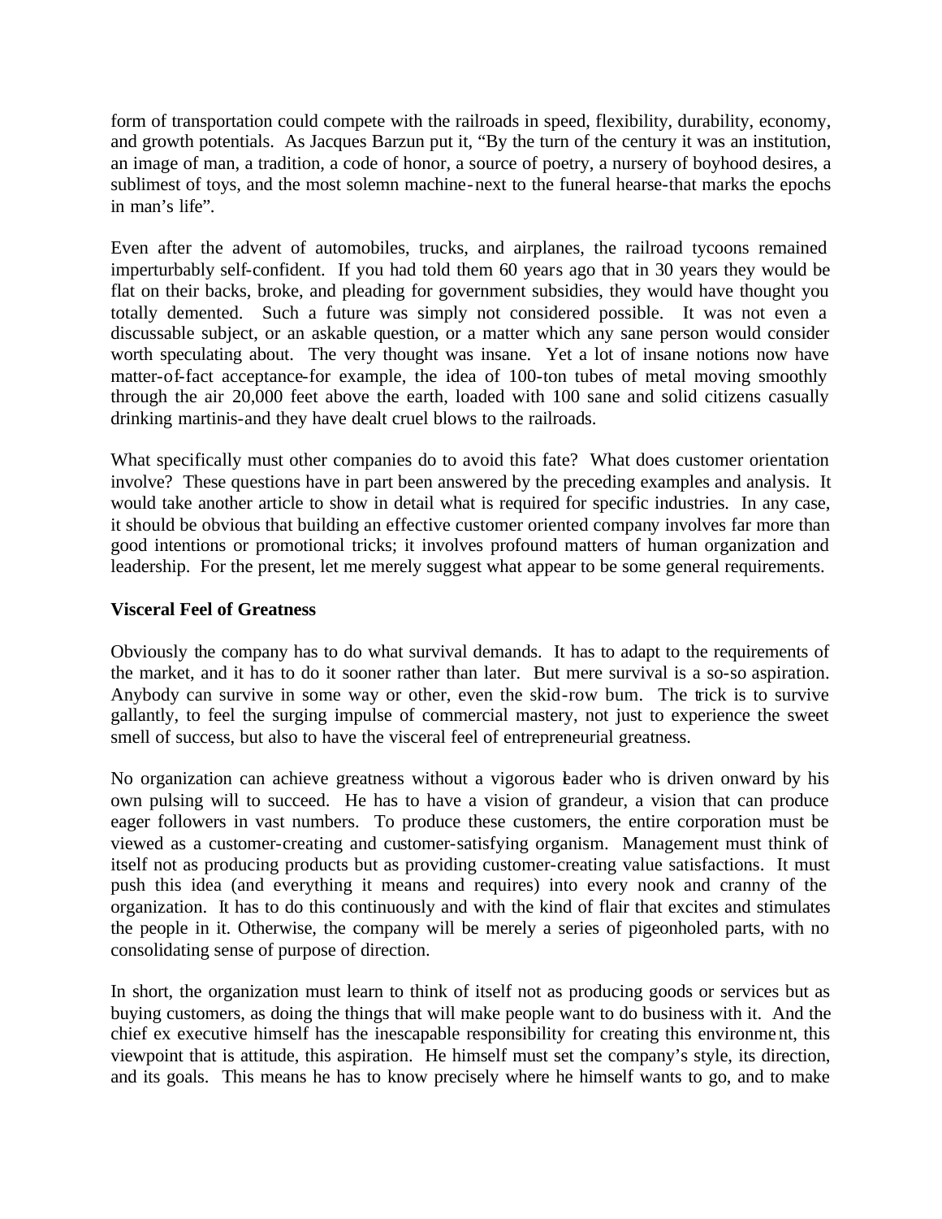form of transportation could compete with the railroads in speed, flexibility, durability, economy, and growth potentials. As Jacques Barzun put it, "By the turn of the century it was an institution, an image of man, a tradition, a code of honor, a source of poetry, a nursery of boyhood desires, a sublimest of toys, and the most solemn machine-next to the funeral hearse-that marks the epochs in man's life".

Even after the advent of automobiles, trucks, and airplanes, the railroad tycoons remained imperturbably self-confident. If you had told them 60 years ago that in 30 years they would be flat on their backs, broke, and pleading for government subsidies, they would have thought you totally demented. Such a future was simply not considered possible. It was not even a discussable subject, or an askable question, or a matter which any sane person would consider worth speculating about. The very thought was insane. Yet a lot of insane notions now have matter-of-fact acceptance-for example, the idea of 100-ton tubes of metal moving smoothly through the air 20,000 feet above the earth, loaded with 100 sane and solid citizens casually drinking martinis-and they have dealt cruel blows to the railroads.

What specifically must other companies do to avoid this fate? What does customer orientation involve? These questions have in part been answered by the preceding examples and analysis. It would take another article to show in detail what is required for specific industries. In any case, it should be obvious that building an effective customer oriented company involves far more than good intentions or promotional tricks; it involves profound matters of human organization and leadership. For the present, let me merely suggest what appear to be some general requirements.

**Visceral Feel of Greatness**

Obviously the company has to do what survival demands. It has to adapt to the requirements of the market, and it has to do it sooner rather than later. But mere survival is a so-so aspiration. Anybody can survive in some way or other, even the skid-row bum. The trick is to survive gallantly, to feel the surging impulse of commercial mastery, not just to experience the sweet smell of success, but also to have the visceral feel of entrepreneurial greatness.

No organization can achieve greatness without a vigorous leader who is driven onward by his own pulsing will to succeed. He has to have a vision of grandeur, a vision that can produce eager followers in vast numbers. To produce these customers, the entire corporation must be viewed as a customer-creating and customer-satisfying organism. Management must think of itself not as producing products but as providing customer-creating value satisfactions. It must push this idea (and everything it means and requires) into every nook and cranny of the organization. It has to do this continuously and with the kind of flair that excites and stimulates the people in it. Otherwise, the company will be merely a series of pigeonholed parts, with no consolidating sense of purpose of direction.

In short, the organization must learn to think of itself not as producing goods or services but as buying customers, as doing the things that will make people want to do business with it. And the chief ex executive himself has the inescapable responsibility for creating this environment, this viewpoint that is attitude, this aspiration. He himself must set the company's style, its direction, and its goals. This means he has to know precisely where he himself wants to go, and to make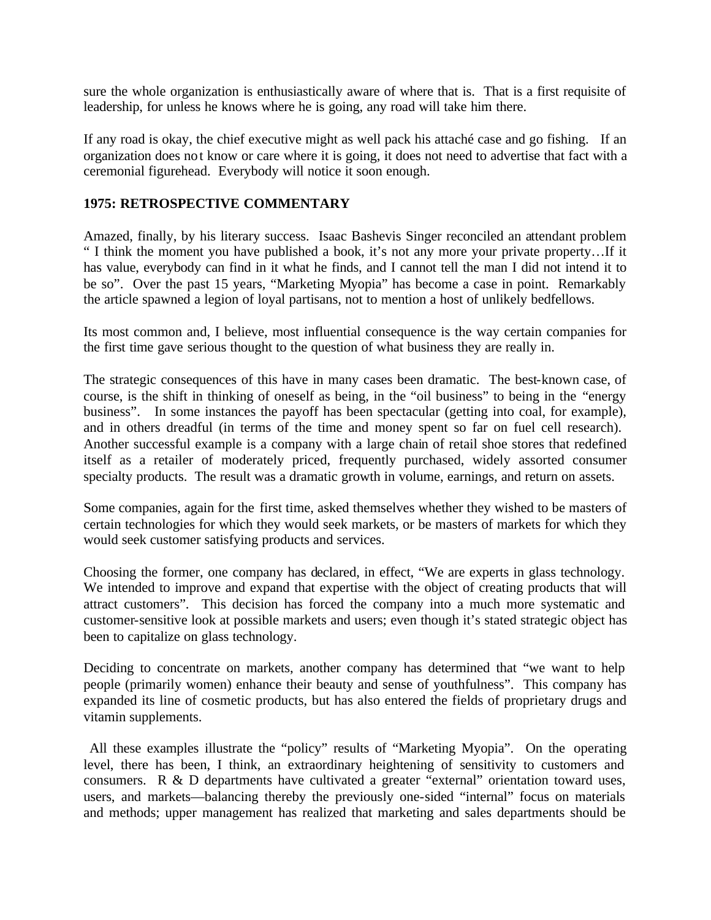sure the whole organization is enthusiastically aware of where that is. That is a first requisite of leadership, for unless he knows where he is going, any road will take him there.

If any road is okay, the chief executive might as well pack his attaché case and go fishing. If an organization does not know or care where it is going, it does not need to advertise that fact with a ceremonial figurehead. Everybody will notice it soon enough.

## 1975: RETROSPECTIVE COMMENTARY

Amazed, finally, by his literary success. Isaac Bashevis Singer reconciled an attendant problem " I think the moment you have published a book, it's not any more your private property…If it has value, everybody can find in it what he finds, and I cannot tell the man I did not intend it to be so". Over the past 15 years, "Marketing Myopia" has become a case in point. Remarkably the article spawned a legion of loyal partisans, not to mention a host of unlikely bedfellows.

Its most common and, I believe, most influential consequence is the way certain companies for the first time gave serious thought to the question of what business they are really in.

The strategic consequences of this have in many cases been dramatic. The best-known case, of course, is the shift in thinking of oneself as being, in the "oil business" to being in the "energy business". In some instances the payoff has been spectacular (getting into coal, for example), and in others dreadful (in terms of the time and money spent so far on fuel cell research). Another successful example is a company with a large chain of retail shoe stores that redefined itself as a retailer of moderately priced, frequently purchased, widely assorted consumer specialty products. The result was a dramatic growth in volume, earnings, and return on assets.

Some companies, again for the first time, asked themselves whether they wished to be masters of certain technologies for which they would seek markets, or be masters of markets for which they would seek customer satisfying products and services.

Choosing the former, one company has declared, in effect, "We are experts in glass technology. We intended to improve and expand that expertise with the object of creating products that will attract customers". This decision has forced the company into a much more systematic and customer-sensitive look at possible markets and users; even though it's stated strategic object has been to capitalize on glass technology.

Deciding to concentrate on markets, another company has determined that "we want to help people (primarily women) enhance their beauty and sense of youthfulness". This company has expanded its line of cosmetic products, but has also entered the fields of proprietary drugs and vitamin supplements.

All these examples illustrate the "policy" results of "Marketing Myopia". On the operating level, there has been, I think, an extraordinary heightening of sensitivity to customers and consumers. R & D departments have cultivated a greater "external" orientation toward uses, users, and markets—balancing thereby the previously one-sided "internal" focus on materials and methods; upper management has realized that marketing and sales departments should be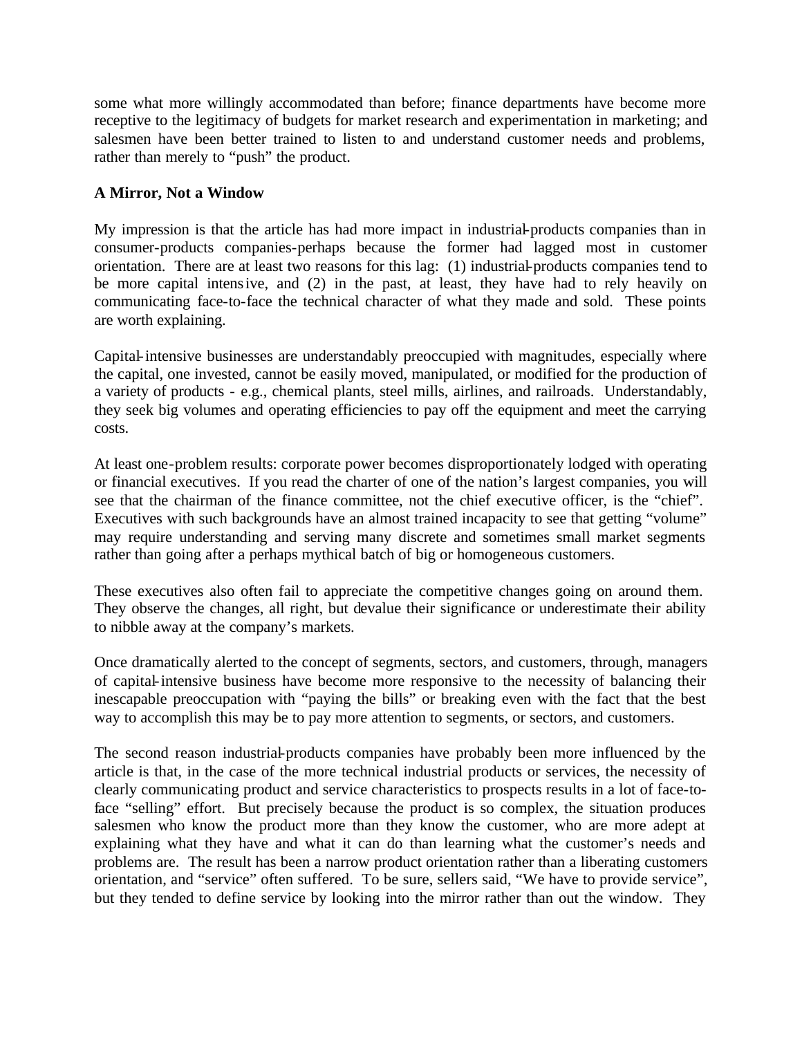some what more willingly accommodated than before; finance departments have become more receptive to the legitimacy of budgets for market research and experimentation in marketing; and salesmen have been better trained to listen to and understand customer needs and problems, rather than merely to "push" the product.

**A Mirror, Not a Window**

My impression is that the article has had more impact in industrial-products companies than in consumer-products companies-perhaps because the former had lagged most in customer orientation. There are at least two reasons for this lag: (1) industrial-products companies tend to be more capital intensive, and (2) in the past, at least, they have had to rely heavily on communicating face-to-face the technical character of what they made and sold. These points are worth explaining.

Capital-intensive businesses are understandably preoccupied with magnitudes, especially where the capital, one invested, cannot be easily moved, manipulated, or modified for the production of a variety of products - e.g., chemical plants, steel mills, airlines, and railroads. Understandably, they seek big volumes and operating efficiencies to pay off the equipment and meet the carrying costs.

At least one-problem results: corporate power becomes disproportionately lodged with operating or financial executives. If you read the charter of one of the nation's largest companies, you will see that the chairman of the finance committee, not the chief executive officer, is the "chief". Executives with such backgrounds have an almost trained incapacity to see that getting "volume" may require understanding and serving many discrete and sometimes small market segments rather than going after a perhaps mythical batch of big or homogeneous customers.

These executives also often fail to appreciate the competitive changes going on around them. They observe the changes, all right, but devalue their significance or underestimate their ability to nibble away at the company's markets.

Once dramatically alerted to the concept of segments, sectors, and customers, through, managers of capital-intensive business have become more responsive to the necessity of balancing their inescapable preoccupation with "paying the bills" or breaking even with the fact that the best way to accomplish this may be to pay more attention to segments, or sectors, and customers.

The second reason industrial-products companies have probably been more influenced by the article is that, in the case of the more technical industrial products or services, the necessity of clearly communicating product and service characteristics to prospects results in a lot of face-to-face "selling" effort. But precisely because the product is so complex, the situation produces salesmen who know the product more than they know the customer, who are more adept at explaining what they have and what it can do than learning what the customer's needs and problems are. The result has been a narrow product orientation rather than a liberating customers orientation, and "service" often suffered. To be sure, sellers said, "We have to provide service", but they tended to define service by looking into the mirror rather than out the window. They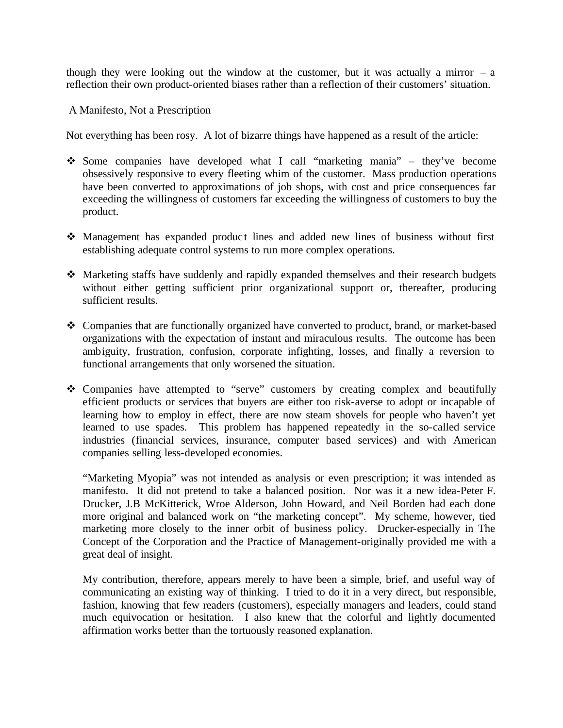though they were looking out the window at the customer, but it was actually a mirror – a reflection their own product-oriented biases rather than a reflection of their customers' situation.

## A Manifesto, Not a Prescription

Not everything has been rosy. A lot of bizarre things have happened as a result of the article:

- Some companies have developed what I call "marketing mania" – they've become obsessively responsive to every fleeting whim of the customer. Mass production operations have been converted to approximations of job shops, with cost and price consequences far exceeding the willingness of customers far exceeding the willingness of customers to buy the product.

- Management has expanded product lines and added new lines of business without first establishing adequate control systems to run more complex operations.

- Marketing staffs have suddenly and rapidly expanded themselves and their research budgets without either getting sufficient prior organizational support or, thereafter, producing sufficient results.

- Companies that are functionally organized have converted to product, brand, or market-based organizations with the expectation of instant and miraculous results. The outcome has been ambiguity, frustration, confusion, corporate infighting, losses, and finally a reversion to functional arrangements that only worsened the situation.

- Companies have attempted to "serve" customers by creating complex and beautifully efficient products or services that buyers are either too risk-averse to adopt or incapable of learning how to employ in effect, there are now steam shovels for people who haven't yet learned to use spades. This problem has happened repeatedly in the so-called service industries (financial services, insurance, computer based services) and with American companies selling less-developed economies.

  "Marketing Myopia" was not intended as analysis or even prescription; it was intended as manifesto. It did not pretend to take a balanced position. Nor was it a new idea-Peter F. Drucker, J.B McKitterick, Wroe Alderson, John Howard, and Neil Borden had each done more original and balanced work on "the marketing concept". My scheme, however, tied marketing more closely to the inner orbit of business policy. Drucker-especially in The Concept of the Corporation and the Practice of Management-originally provided me with a great deal of insight.

  My contribution, therefore, appears merely to have been a simple, brief, and useful way of communicating an existing way of thinking. I tried to do it in a very direct, but responsible, fashion, knowing that few readers (customers), especially managers and leaders, could stand much equivocation or hesitation. I also knew that the colorful and lightly documented affirmation works better than the tortuously reasoned explanation.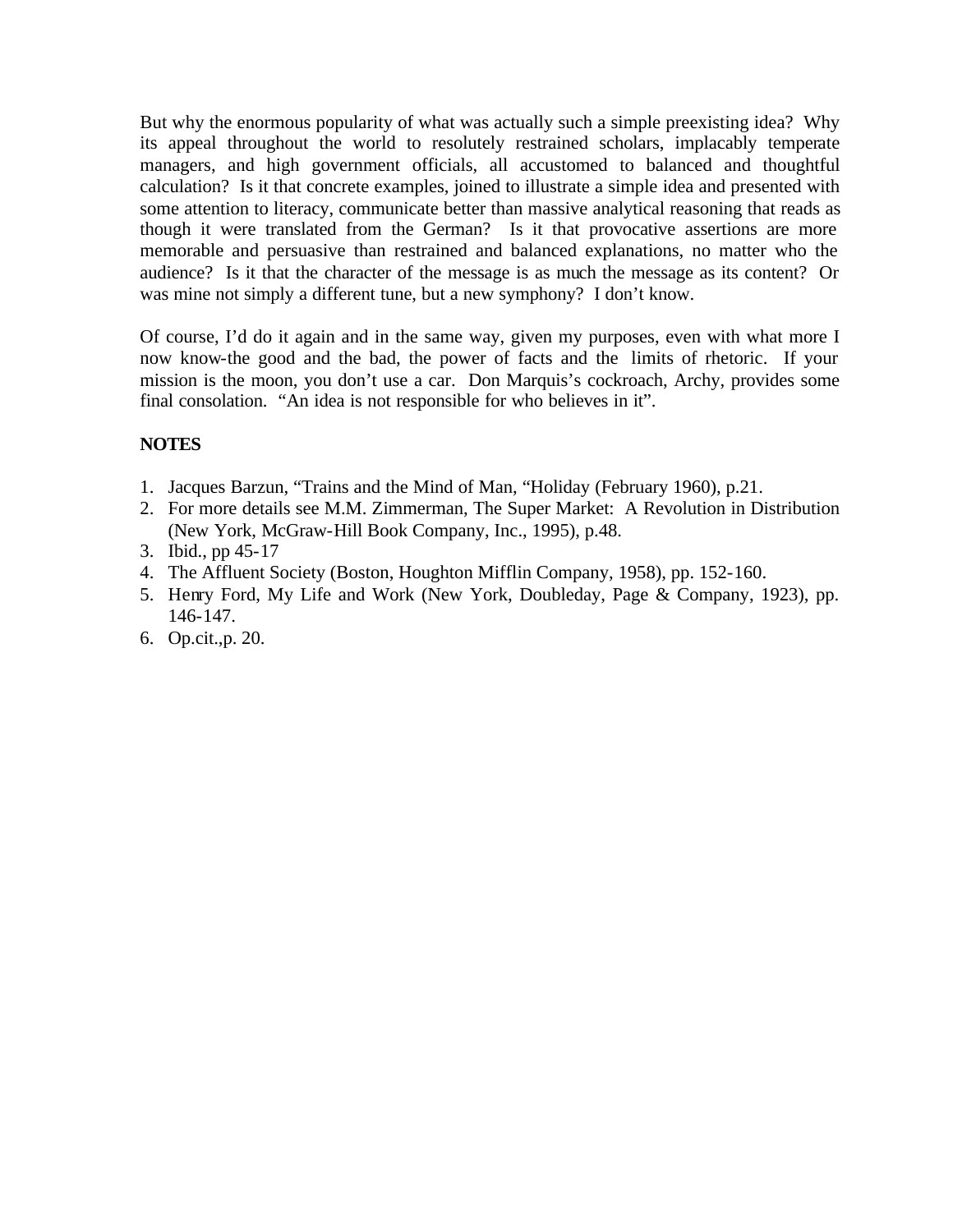But why the enormous popularity of what was actually such a simple preexisting idea? Why its appeal throughout the world to resolutely restrained scholars, implacably temperate managers, and high government officials, all accustomed to balanced and thoughtful calculation? Is it that concrete examples, joined to illustrate a simple idea and presented with some attention to literacy, communicate better than massive analytical reasoning that reads as though it were translated from the German? Is it that provocative assertions are more memorable and persuasive than restrained and balanced explanations, no matter who the audience? Is it that the character of the message is as much the message as its content? Or was mine not simply a different tune, but a new symphony? I don't know.

Of course, I'd do it again and in the same way, given my purposes, even with what more I now know-the good and the bad, the power of facts and the limits of rhetoric. If your mission is the moon, you don't use a car. Don Marquis's cockroach, Archy, provides some final consolation. "An idea is not responsible for who believes in it".

**NOTES**

1. Jacques Barzun, "Trains and the Mind of Man, "Holiday (February 1960), p.21.
2. For more details see M.M. Zimmerman, The Super Market: A Revolution in Distribution (New York, McGraw-Hill Book Company, Inc., 1995), p.48.
3. Ibid., pp 45-17
4. The Affluent Society (Boston, Houghton Mifflin Company, 1958), pp. 152-160.
5. Henry Ford, My Life and Work (New York, Doubleday, Page & Company, 1923), pp. 146-147.
6. Op.cit.,p. 20.